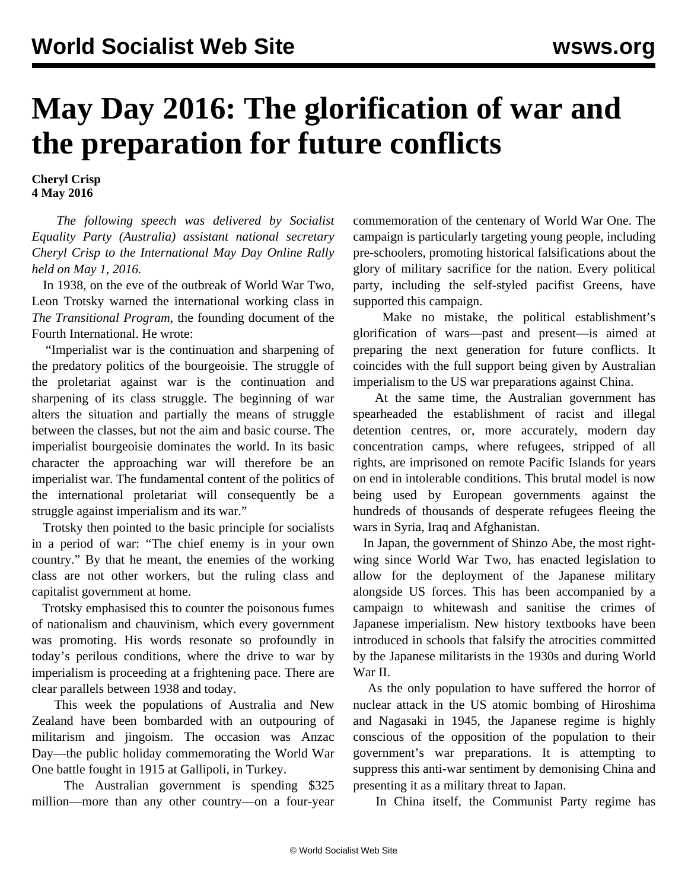# May Day 2016: The glorification of war and the preparation for future conflicts

**Cheryl Crisp**
**4 May 2016**

*The following speech was delivered by Socialist Equality Party (Australia) assistant national secretary Cheryl Crisp to the International May Day Online Rally held on May 1, 2016.*

In 1938, on the eve of the outbreak of World War Two, Leon Trotsky warned the international working class in *The Transitional Program*, the founding document of the Fourth International. He wrote:

"Imperialist war is the continuation and sharpening of the predatory politics of the bourgeoisie. The struggle of the proletariat against war is the continuation and sharpening of its class struggle. The beginning of war alters the situation and partially the means of struggle between the classes, but not the aim and basic course. The imperialist bourgeoisie dominates the world. In its basic character the approaching war will therefore be an imperialist war. The fundamental content of the politics of the international proletariat will consequently be a struggle against imperialism and its war."

Trotsky then pointed to the basic principle for socialists in a period of war: "The chief enemy is in your own country." By that he meant, the enemies of the working class are not other workers, but the ruling class and capitalist government at home.

Trotsky emphasised this to counter the poisonous fumes of nationalism and chauvinism, which every government was promoting. His words resonate so profoundly in today's perilous conditions, where the drive to war by imperialism is proceeding at a frightening pace. There are clear parallels between 1938 and today.

This week the populations of Australia and New Zealand have been bombarded with an outpouring of militarism and jingoism. The occasion was Anzac Day—the public holiday commemorating the World War One battle fought in 1915 at Gallipoli, in Turkey.

The Australian government is spending $325 million—more than any other country—on a four-year commemoration of the centenary of World War One. The campaign is particularly targeting young people, including pre-schoolers, promoting historical falsifications about the glory of military sacrifice for the nation. Every political party, including the self-styled pacifist Greens, have supported this campaign.

Make no mistake, the political establishment's glorification of wars—past and present—is aimed at preparing the next generation for future conflicts. It coincides with the full support being given by Australian imperialism to the US war preparations against China.

At the same time, the Australian government has spearheaded the establishment of racist and illegal detention centres, or, more accurately, modern day concentration camps, where refugees, stripped of all rights, are imprisoned on remote Pacific Islands for years on end in intolerable conditions. This brutal model is now being used by European governments against the hundreds of thousands of desperate refugees fleeing the wars in Syria, Iraq and Afghanistan.

In Japan, the government of Shinzo Abe, the most right-wing since World War Two, has enacted legislation to allow for the deployment of the Japanese military alongside US forces. This has been accompanied by a campaign to whitewash and sanitise the crimes of Japanese imperialism. New history textbooks have been introduced in schools that falsify the atrocities committed by the Japanese militarists in the 1930s and during World War II.

As the only population to have suffered the horror of nuclear attack in the US atomic bombing of Hiroshima and Nagasaki in 1945, the Japanese regime is highly conscious of the opposition of the population to their government's war preparations. It is attempting to suppress this anti-war sentiment by demonising China and presenting it as a military threat to Japan.

In China itself, the Communist Party regime has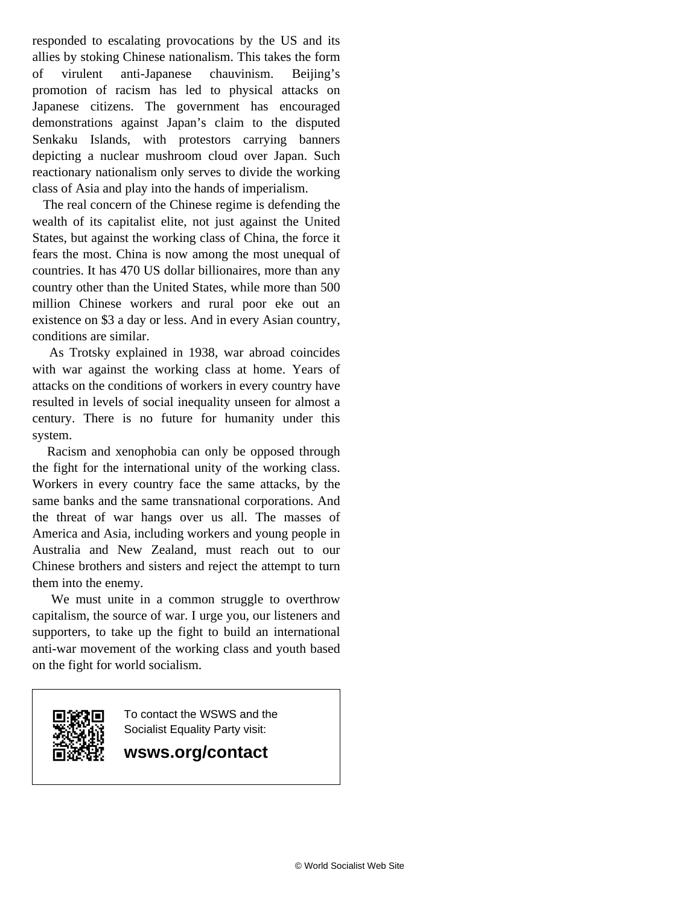responded to escalating provocations by the US and its allies by stoking Chinese nationalism. This takes the form of virulent anti-Japanese chauvinism. Beijing's promotion of racism has led to physical attacks on Japanese citizens. The government has encouraged demonstrations against Japan's claim to the disputed Senkaku Islands, with protestors carrying banners depicting a nuclear mushroom cloud over Japan. Such reactionary nationalism only serves to divide the working class of Asia and play into the hands of imperialism.

The real concern of the Chinese regime is defending the wealth of its capitalist elite, not just against the United States, but against the working class of China, the force it fears the most. China is now among the most unequal of countries. It has 470 US dollar billionaires, more than any country other than the United States, while more than 500 million Chinese workers and rural poor eke out an existence on $3 a day or less. And in every Asian country, conditions are similar.

As Trotsky explained in 1938, war abroad coincides with war against the working class at home. Years of attacks on the conditions of workers in every country have resulted in levels of social inequality unseen for almost a century. There is no future for humanity under this system.

Racism and xenophobia can only be opposed through the fight for the international unity of the working class. Workers in every country face the same attacks, by the same banks and the same transnational corporations. And the threat of war hangs over us all. The masses of America and Asia, including workers and young people in Australia and New Zealand, must reach out to our Chinese brothers and sisters and reject the attempt to turn them into the enemy.

We must unite in a common struggle to overthrow capitalism, the source of war. I urge you, our listeners and supporters, to take up the fight to build an international anti-war movement of the working class and youth based on the fight for world socialism.

To contact the WSWS and the Socialist Equality Party visit:

**wsws.org/contact**